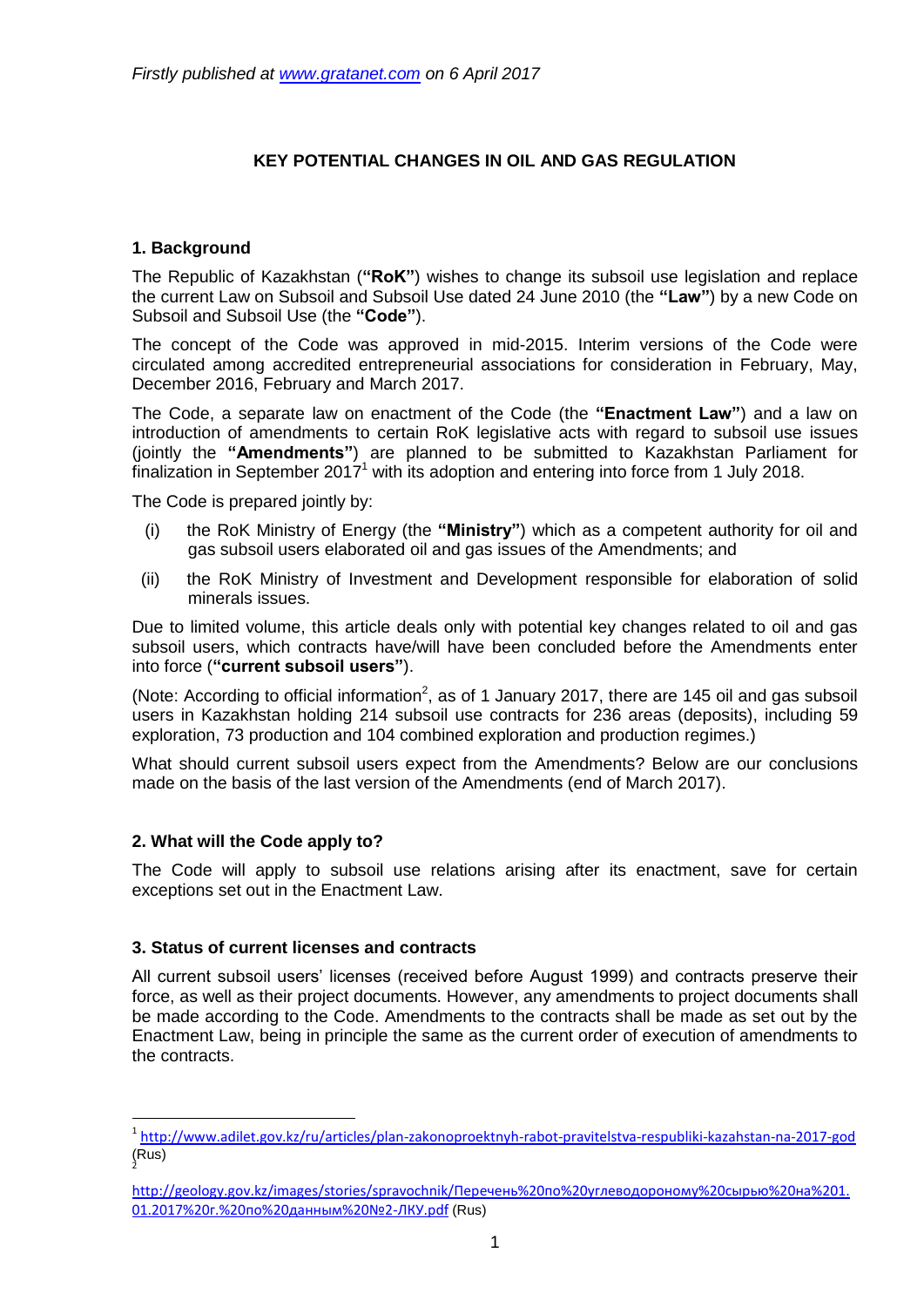*Firstly published at www.gratanet.com on 6 April 2017*

# KEY POTENTIAL CHANGES IN OIL AND GAS REGULATION

## 1. Background

The Republic of Kazakhstan (**"RoK"**) wishes to change its subsoil use legislation and replace the current Law on Subsoil and Subsoil Use dated 24 June 2010 (the **"Law"**) by a new Code on Subsoil and Subsoil Use (the **"Code"**).

The concept of the Code was approved in mid-2015. Interim versions of the Code were circulated among accredited entrepreneurial associations for consideration in February, May, December 2016, February and March 2017.

The Code, a separate law on enactment of the Code (the **"Enactment Law"**) and a law on introduction of amendments to certain RoK legislative acts with regard to subsoil use issues (jointly the **"Amendments"**) are planned to be submitted to Kazakhstan Parliament for finalization in September 2017[1] with its adoption and entering into force from 1 July 2018.

The Code is prepared jointly by:

(i) the RoK Ministry of Energy (the **"Ministry"**) which as a competent authority for oil and gas subsoil users elaborated oil and gas issues of the Amendments; and

(ii) the RoK Ministry of Investment and Development responsible for elaboration of solid minerals issues.

Due to limited volume, this article deals only with potential key changes related to oil and gas subsoil users, which contracts have/will have been concluded before the Amendments enter into force (**"current subsoil users"**).

(Note: According to official information[2], as of 1 January 2017, there are 145 oil and gas subsoil users in Kazakhstan holding 214 subsoil use contracts for 236 areas (deposits), including 59 exploration, 73 production and 104 combined exploration and production regimes.)

What should current subsoil users expect from the Amendments? Below are our conclusions made on the basis of the last version of the Amendments (end of March 2017).

## 2. What will the Code apply to?

The Code will apply to subsoil use relations arising after its enactment, save for certain exceptions set out in the Enactment Law.

## 3. Status of current licenses and contracts

All current subsoil users' licenses (received before August 1999) and contracts preserve their force, as well as their project documents. However, any amendments to project documents shall be made according to the Code. Amendments to the contracts shall be made as set out by the Enactment Law, being in principle the same as the current order of execution of amendments to the contracts.

---

[1] http://www.adilet.gov.kz/ru/articles/plan-zakonoproektnyh-rabot-pravitelstva-respubliki-kazahstan-na-2017-god (Rus)

[2] http://geology.gov.kz/images/stories/spravochnik/Перечень%20по%20углеводороному%20сырью%20на%201.01.2017%20г.%20по%20данным%20№2-ЛКУ.pdf (Rus)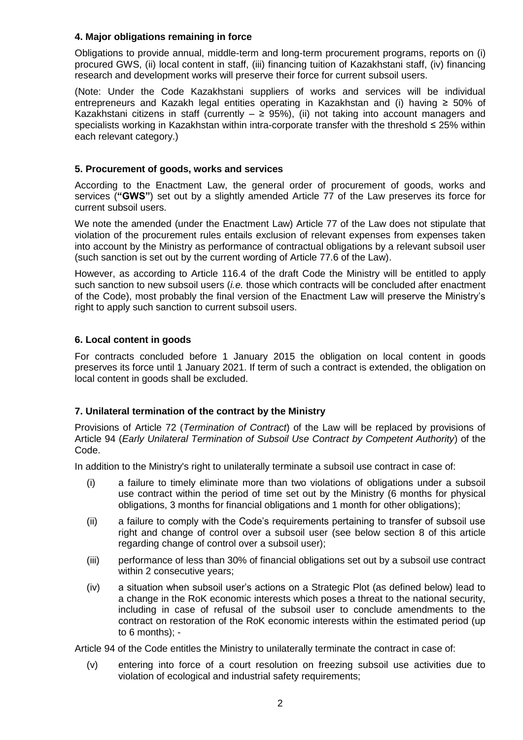### 4. Major obligations remaining in force

Obligations to provide annual, middle-term and long-term procurement programs, reports on (i) procured GWS, (ii) local content in staff, (iii) financing tuition of Kazakhstani staff, (iv) financing research and development works will preserve their force for current subsoil users.

(Note: Under the Code Kazakhstani suppliers of works and services will be individual entrepreneurs and Kazakh legal entities operating in Kazakhstan and (i) having ≥ 50% of Kazakhstani citizens in staff (currently – ≥ 95%), (ii) not taking into account managers and specialists working in Kazakhstan within intra-corporate transfer with the threshold ≤ 25% within each relevant category.)

### 5. Procurement of goods, works and services

According to the Enactment Law, the general order of procurement of goods, works and services (**"GWS"**) set out by a slightly amended Article 77 of the Law preserves its force for current subsoil users.

We note the amended (under the Enactment Law) Article 77 of the Law does not stipulate that violation of the procurement rules entails exclusion of relevant expenses from expenses taken into account by the Ministry as performance of contractual obligations by a relevant subsoil user (such sanction is set out by the current wording of Article 77.6 of the Law).

However, as according to Article 116.4 of the draft Code the Ministry will be entitled to apply such sanction to new subsoil users (*i.e.* those which contracts will be concluded after enactment of the Code), most probably the final version of the Enactment Law will preserve the Ministry's right to apply such sanction to current subsoil users.

### 6. Local content in goods

For contracts concluded before 1 January 2015 the obligation on local content in goods preserves its force until 1 January 2021. If term of such a contract is extended, the obligation on local content in goods shall be excluded.

### 7. Unilateral termination of the contract by the Ministry

Provisions of Article 72 (*Termination of Contract*) of the Law will be replaced by provisions of Article 94 (*Early Unilateral Termination of Subsoil Use Contract by Competent Authority*) of the Code.

In addition to the Ministry's right to unilaterally terminate a subsoil use contract in case of:

(i) a failure to timely eliminate more than two violations of obligations under a subsoil use contract within the period of time set out by the Ministry (6 months for physical obligations, 3 months for financial obligations and 1 month for other obligations);

(ii) a failure to comply with the Code's requirements pertaining to transfer of subsoil use right and change of control over a subsoil user (see below section 8 of this article regarding change of control over a subsoil user);

(iii) performance of less than 30% of financial obligations set out by a subsoil use contract within 2 consecutive years;

(iv) a situation when subsoil user's actions on a Strategic Plot (as defined below) lead to a change in the RoK economic interests which poses a threat to the national security, including in case of refusal of the subsoil user to conclude amendments to the contract on restoration of the RoK economic interests within the estimated period (up to 6 months); -

Article 94 of the Code entitles the Ministry to unilaterally terminate the contract in case of:

(v) entering into force of a court resolution on freezing subsoil use activities due to violation of ecological and industrial safety requirements;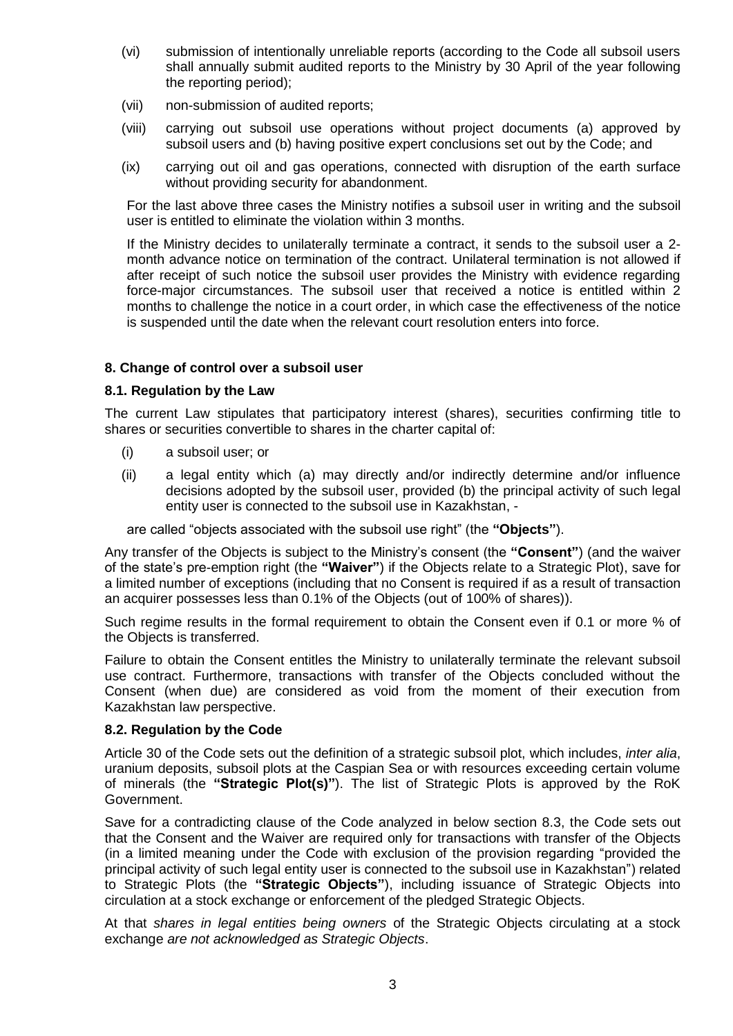(vi) submission of intentionally unreliable reports (according to the Code all subsoil users shall annually submit audited reports to the Ministry by 30 April of the year following the reporting period);

(vii) non-submission of audited reports;

(viii) carrying out subsoil use operations without project documents (a) approved by subsoil users and (b) having positive expert conclusions set out by the Code; and

(ix) carrying out oil and gas operations, connected with disruption of the earth surface without providing security for abandonment.

For the last above three cases the Ministry notifies a subsoil user in writing and the subsoil user is entitled to eliminate the violation within 3 months.

If the Ministry decides to unilaterally terminate a contract, it sends to the subsoil user a 2-month advance notice on termination of the contract. Unilateral termination is not allowed if after receipt of such notice the subsoil user provides the Ministry with evidence regarding force-major circumstances. The subsoil user that received a notice is entitled within 2 months to challenge the notice in a court order, in which case the effectiveness of the notice is suspended until the date when the relevant court resolution enters into force.

## 8. Change of control over a subsoil user

### 8.1. Regulation by the Law

The current Law stipulates that participatory interest (shares), securities confirming title to shares or securities convertible to shares in the charter capital of:

(i) a subsoil user; or

(ii) a legal entity which (a) may directly and/or indirectly determine and/or influence decisions adopted by the subsoil user, provided (b) the principal activity of such legal entity user is connected to the subsoil use in Kazakhstan, -

are called "objects associated with the subsoil use right" (the **"Objects"**).

Any transfer of the Objects is subject to the Ministry's consent (the **"Consent"**) (and the waiver of the state's pre-emption right (the **"Waiver"**) if the Objects relate to a Strategic Plot), save for a limited number of exceptions (including that no Consent is required if as a result of transaction an acquirer possesses less than 0.1% of the Objects (out of 100% of shares)).

Such regime results in the formal requirement to obtain the Consent even if 0.1 or more % of the Objects is transferred.

Failure to obtain the Consent entitles the Ministry to unilaterally terminate the relevant subsoil use contract. Furthermore, transactions with transfer of the Objects concluded without the Consent (when due) are considered as void from the moment of their execution from Kazakhstan law perspective.

### 8.2. Regulation by the Code

Article 30 of the Code sets out the definition of a strategic subsoil plot, which includes, *inter alia*, uranium deposits, subsoil plots at the Caspian Sea or with resources exceeding certain volume of minerals (the **"Strategic Plot(s)"**). The list of Strategic Plots is approved by the RoK Government.

Save for a contradicting clause of the Code analyzed in below section 8.3, the Code sets out that the Consent and the Waiver are required only for transactions with transfer of the Objects (in a limited meaning under the Code with exclusion of the provision regarding "provided the principal activity of such legal entity user is connected to the subsoil use in Kazakhstan") related to Strategic Plots (the **"Strategic Objects"**), including issuance of Strategic Objects into circulation at a stock exchange or enforcement of the pledged Strategic Objects.

At that *shares in legal entities being owners* of the Strategic Objects circulating at a stock exchange *are not acknowledged as Strategic Objects*.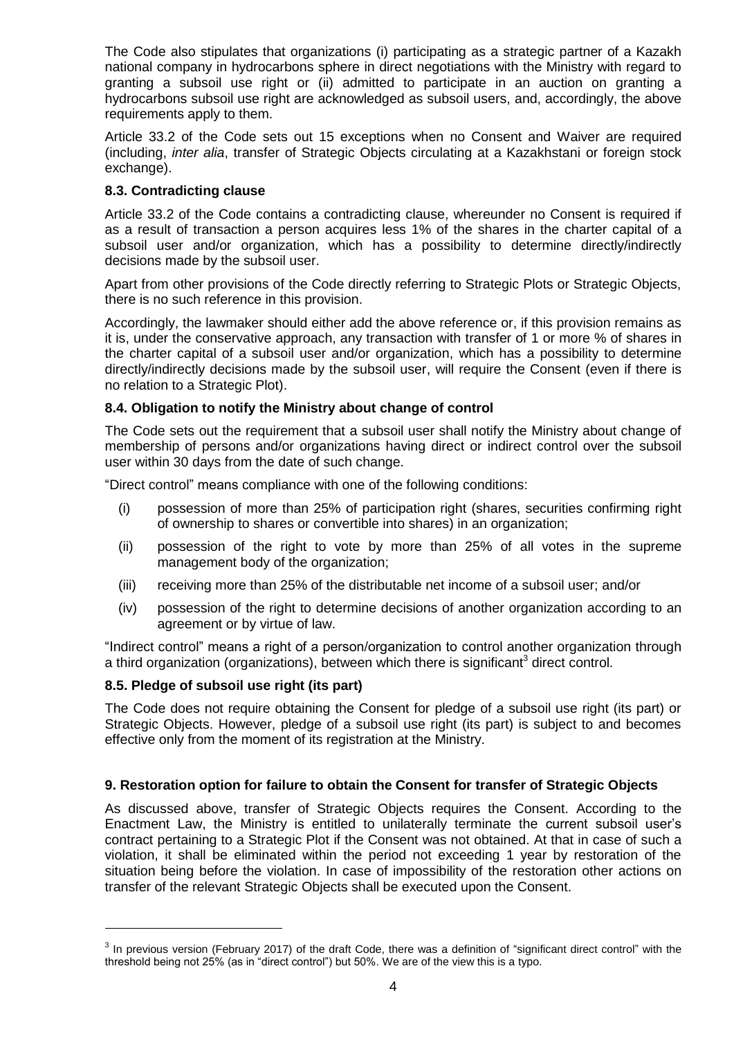The Code also stipulates that organizations (i) participating as a strategic partner of a Kazakh national company in hydrocarbons sphere in direct negotiations with the Ministry with regard to granting a subsoil use right or (ii) admitted to participate in an auction on granting a hydrocarbons subsoil use right are acknowledged as subsoil users, and, accordingly, the above requirements apply to them.

Article 33.2 of the Code sets out 15 exceptions when no Consent and Waiver are required (including, *inter alia*, transfer of Strategic Objects circulating at a Kazakhstani or foreign stock exchange).

### 8.3. Contradicting clause

Article 33.2 of the Code contains a contradicting clause, whereunder no Consent is required if as a result of transaction a person acquires less 1% of the shares in the charter capital of a subsoil user and/or organization, which has a possibility to determine directly/indirectly decisions made by the subsoil user.

Apart from other provisions of the Code directly referring to Strategic Plots or Strategic Objects, there is no such reference in this provision.

Accordingly, the lawmaker should either add the above reference or, if this provision remains as it is, under the conservative approach, any transaction with transfer of 1 or more % of shares in the charter capital of a subsoil user and/or organization, which has a possibility to determine directly/indirectly decisions made by the subsoil user, will require the Consent (even if there is no relation to a Strategic Plot).

### 8.4. Obligation to notify the Ministry about change of control

The Code sets out the requirement that a subsoil user shall notify the Ministry about change of membership of persons and/or organizations having direct or indirect control over the subsoil user within 30 days from the date of such change.

"Direct control" means compliance with one of the following conditions:

(i) possession of more than 25% of participation right (shares, securities confirming right of ownership to shares or convertible into shares) in an organization;

(ii) possession of the right to vote by more than 25% of all votes in the supreme management body of the organization;

(iii) receiving more than 25% of the distributable net income of a subsoil user; and/or

(iv) possession of the right to determine decisions of another organization according to an agreement or by virtue of law.

"Indirect control" means a right of a person/organization to control another organization through a third organization (organizations), between which there is significant[3] direct control.

### 8.5. Pledge of subsoil use right (its part)

The Code does not require obtaining the Consent for pledge of a subsoil use right (its part) or Strategic Objects. However, pledge of a subsoil use right (its part) is subject to and becomes effective only from the moment of its registration at the Ministry.

## 9. Restoration option for failure to obtain the Consent for transfer of Strategic Objects

As discussed above, transfer of Strategic Objects requires the Consent. According to the Enactment Law, the Ministry is entitled to unilaterally terminate the current subsoil user's contract pertaining to a Strategic Plot if the Consent was not obtained. At that in case of such a violation, it shall be eliminated within the period not exceeding 1 year by restoration of the situation being before the violation. In case of impossibility of the restoration other actions on transfer of the relevant Strategic Objects shall be executed upon the Consent.

---

[3] In previous version (February 2017) of the draft Code, there was a definition of "significant direct control" with the threshold being not 25% (as in "direct control") but 50%. We are of the view this is a typo.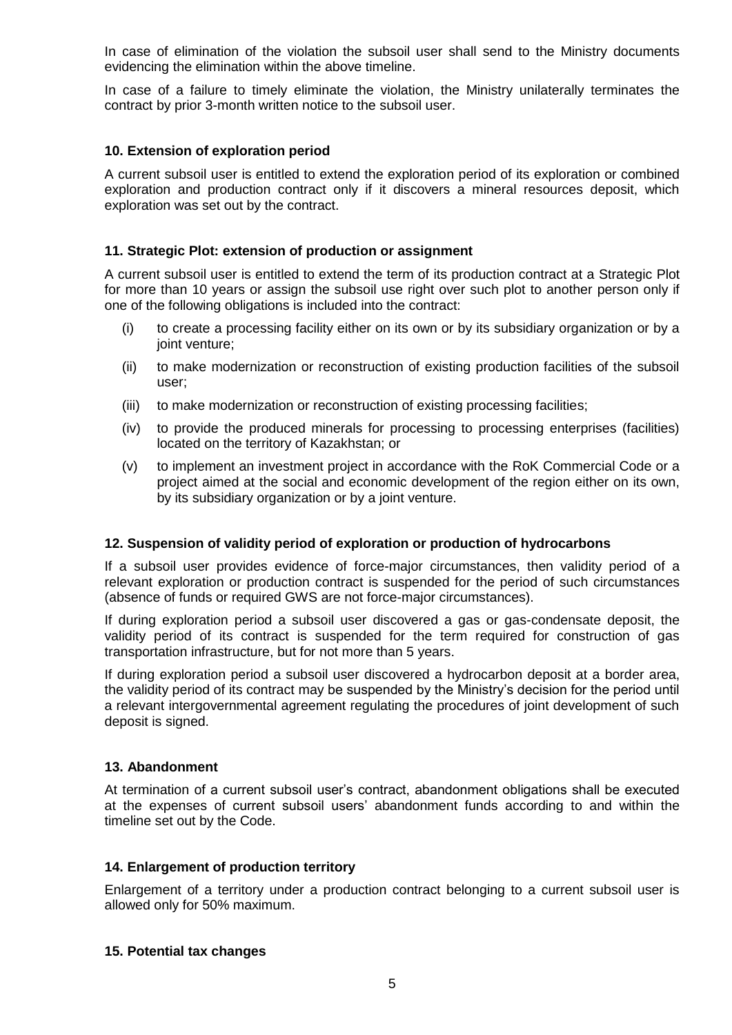In case of elimination of the violation the subsoil user shall send to the Ministry documents evidencing the elimination within the above timeline.

In case of a failure to timely eliminate the violation, the Ministry unilaterally terminates the contract by prior 3-month written notice to the subsoil user.

### 10. Extension of exploration period

A current subsoil user is entitled to extend the exploration period of its exploration or combined exploration and production contract only if it discovers a mineral resources deposit, which exploration was set out by the contract.

### 11. Strategic Plot: extension of production or assignment

A current subsoil user is entitled to extend the term of its production contract at a Strategic Plot for more than 10 years or assign the subsoil use right over such plot to another person only if one of the following obligations is included into the contract:

(i) to create a processing facility either on its own or by its subsidiary organization or by a joint venture;

(ii) to make modernization or reconstruction of existing production facilities of the subsoil user;

(iii) to make modernization or reconstruction of existing processing facilities;

(iv) to provide the produced minerals for processing to processing enterprises (facilities) located on the territory of Kazakhstan; or

(v) to implement an investment project in accordance with the RoK Commercial Code or a project aimed at the social and economic development of the region either on its own, by its subsidiary organization or by a joint venture.

### 12. Suspension of validity period of exploration or production of hydrocarbons

If a subsoil user provides evidence of force-major circumstances, then validity period of a relevant exploration or production contract is suspended for the period of such circumstances (absence of funds or required GWS are not force-major circumstances).

If during exploration period a subsoil user discovered a gas or gas-condensate deposit, the validity period of its contract is suspended for the term required for construction of gas transportation infrastructure, but for not more than 5 years.

If during exploration period a subsoil user discovered a hydrocarbon deposit at a border area, the validity period of its contract may be suspended by the Ministry's decision for the period until a relevant intergovernmental agreement regulating the procedures of joint development of such deposit is signed.

### 13. Abandonment

At termination of a current subsoil user's contract, abandonment obligations shall be executed at the expenses of current subsoil users' abandonment funds according to and within the timeline set out by the Code.

### 14. Enlargement of production territory

Enlargement of a territory under a production contract belonging to a current subsoil user is allowed only for 50% maximum.

### 15. Potential tax changes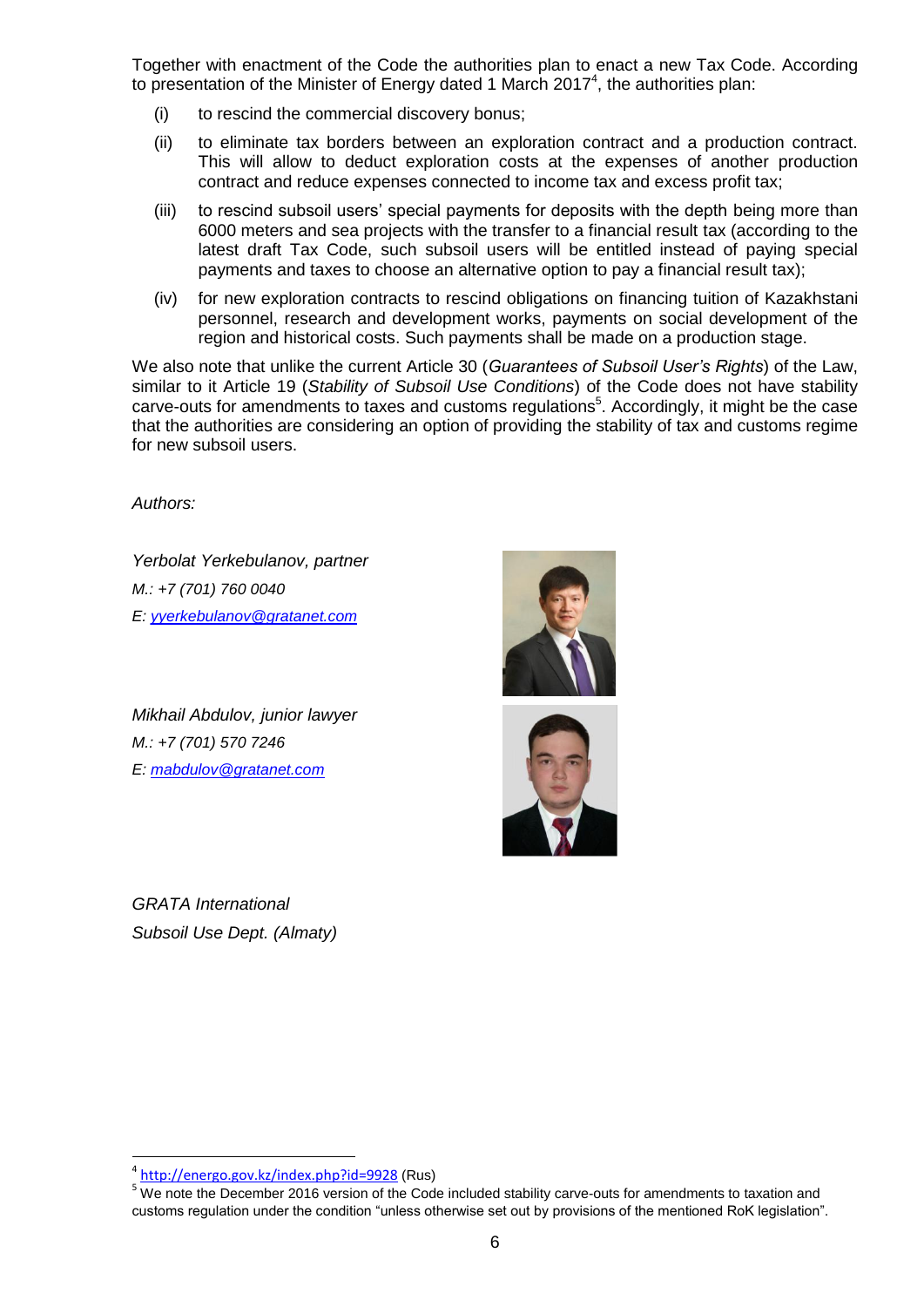Together with enactment of the Code the authorities plan to enact a new Tax Code. According to presentation of the Minister of Energy dated 1 March 2017[4], the authorities plan:

(i) to rescind the commercial discovery bonus;

(ii) to eliminate tax borders between an exploration contract and a production contract. This will allow to deduct exploration costs at the expenses of another production contract and reduce expenses connected to income tax and excess profit tax;

(iii) to rescind subsoil users' special payments for deposits with the depth being more than 6000 meters and sea projects with the transfer to a financial result tax (according to the latest draft Tax Code, such subsoil users will be entitled instead of paying special payments and taxes to choose an alternative option to pay a financial result tax);

(iv) for new exploration contracts to rescind obligations on financing tuition of Kazakhstani personnel, research and development works, payments on social development of the region and historical costs. Such payments shall be made on a production stage.

We also note that unlike the current Article 30 (*Guarantees of Subsoil User's Rights*) of the Law, similar to it Article 19 (*Stability of Subsoil Use Conditions*) of the Code does not have stability carve-outs for amendments to taxes and customs regulations[5]. Accordingly, it might be the case that the authorities are considering an option of providing the stability of tax and customs regime for new subsoil users.

*Authors:*

*Yerbolat Yerkebulanov, partner*
*M.: +7 (701) 760 0040*
*E: [yyerkebulanov@gratanet.com](mailto:yyerkebulanov@gratanet.com)*

*Mikhail Abdulov, junior lawyer*
*M.: +7 (701) 570 7246*
*E: [mabdulov@gratanet.com](mailto:mabdulov@gratanet.com)*

*GRATA International*
*Subsoil Use Dept. (Almaty)*

---

[4] http://energo.gov.kz/index.php?id=9928 (Rus)

[5] We note the December 2016 version of the Code included stability carve-outs for amendments to taxation and customs regulation under the condition "unless otherwise set out by provisions of the mentioned RoK legislation".